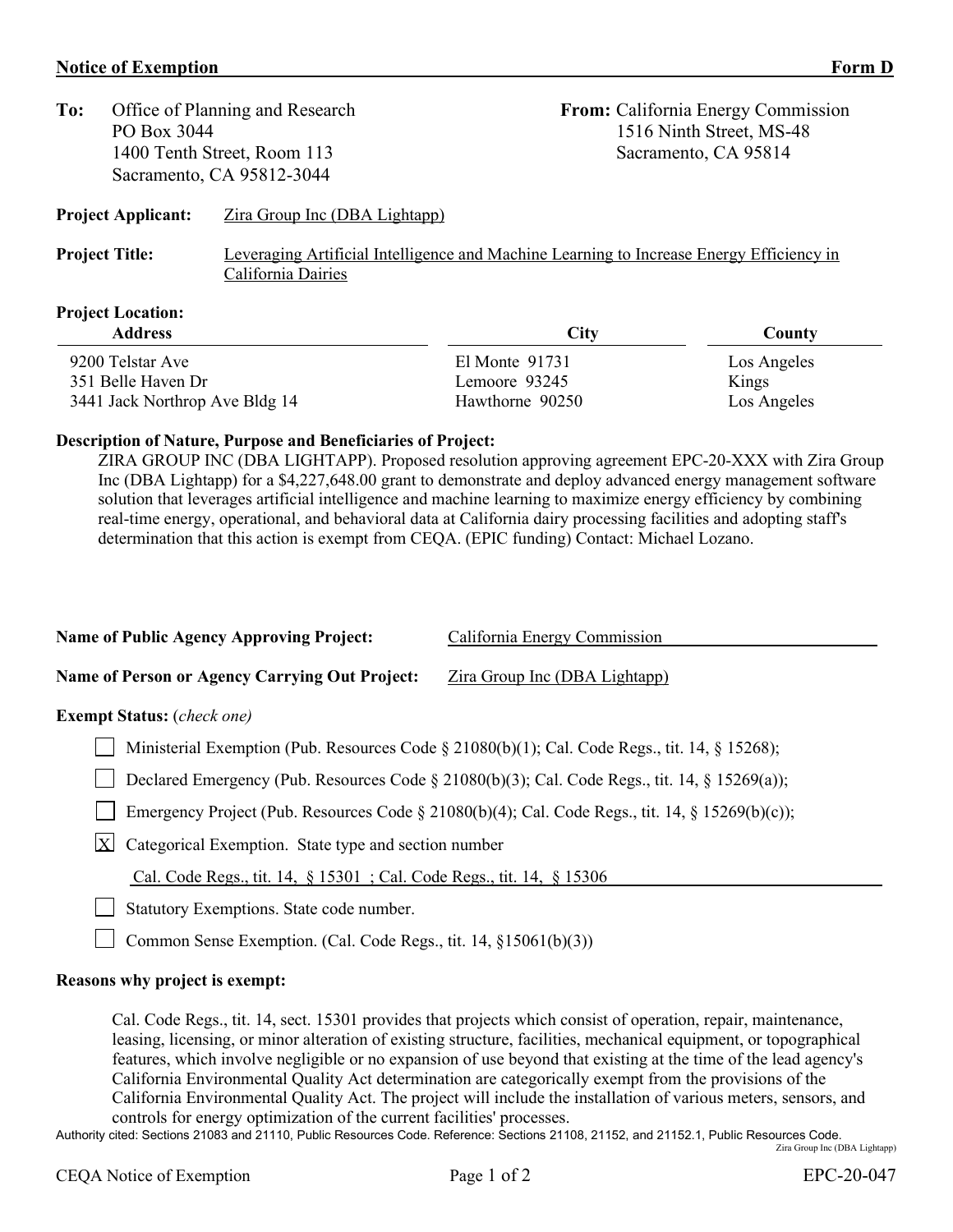**Notice of Exemption** **Form D**

**To:** Office of Planning and Research
PO Box 3044
1400 Tenth Street, Room 113
Sacramento, CA 95812-3044

**From:** California Energy Commission
1516 Ninth Street, MS-48
Sacramento, CA 95814

**Project Applicant:** Zira Group Inc (DBA Lightapp)

**Project Title:** Leveraging Artificial Intelligence and Machine Learning to Increase Energy Efficiency in California Dairies

**Project Location:**

| Address | City | County |
| --- | --- | --- |
| 9200 Telstar Ave | El Monte 91731 | Los Angeles |
| 351 Belle Haven Dr | Lemoore 93245 | Kings |
| 3441 Jack Northrop Ave Bldg 14 | Hawthorne 90250 | Los Angeles |

**Description of Nature, Purpose and Beneficiaries of Project:**

ZIRA GROUP INC (DBA LIGHTAPP). Proposed resolution approving agreement EPC-20-XXX with Zira Group Inc (DBA Lightapp) for a $4,227,648.00 grant to demonstrate and deploy advanced energy management software solution that leverages artificial intelligence and machine learning to maximize energy efficiency by combining real-time energy, operational, and behavioral data at California dairy processing facilities and adopting staff's determination that this action is exempt from CEQA. (EPIC funding) Contact: Michael Lozano.

**Name of Public Agency Approving Project:** California Energy Commission

**Name of Person or Agency Carrying Out Project:** Zira Group Inc (DBA Lightapp)

**Exempt Status:** *(check one)*

- [ ] Ministerial Exemption (Pub. Resources Code § 21080(b)(1); Cal. Code Regs., tit. 14, § 15268);
- [ ] Declared Emergency (Pub. Resources Code § 21080(b)(3); Cal. Code Regs., tit. 14, § 15269(a));
- [ ] Emergency Project (Pub. Resources Code § 21080(b)(4); Cal. Code Regs., tit. 14, § 15269(b)(c));
- [X] Categorical Exemption. State type and section number
  Cal. Code Regs., tit. 14, § 15301 ; Cal. Code Regs., tit. 14, § 15306
- [ ] Statutory Exemptions. State code number.
- [ ] Common Sense Exemption. (Cal. Code Regs., tit. 14, §15061(b)(3))

**Reasons why project is exempt:**

Cal. Code Regs., tit. 14, sect. 15301 provides that projects which consist of operation, repair, maintenance, leasing, licensing, or minor alteration of existing structure, facilities, mechanical equipment, or topographical features, which involve negligible or no expansion of use beyond that existing at the time of the lead agency's California Environmental Quality Act determination are categorically exempt from the provisions of the California Environmental Quality Act. The project will include the installation of various meters, sensors, and controls for energy optimization of the current facilities' processes.

Authority cited: Sections 21083 and 21110, Public Resources Code. Reference: Sections 21108, 21152, and 21152.1, Public Resources Code.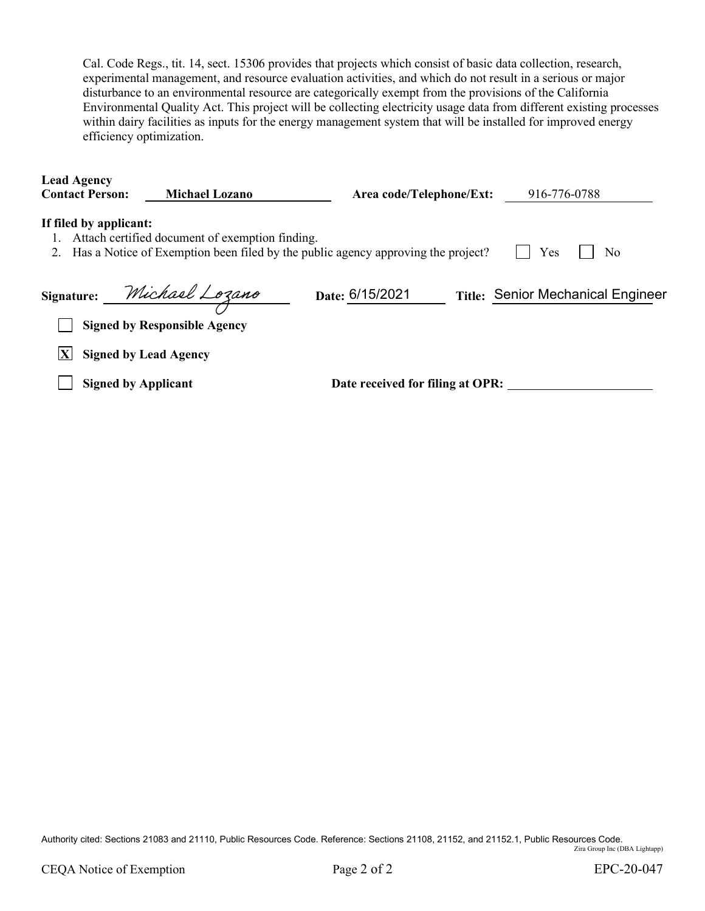Cal. Code Regs., tit. 14, sect. 15306 provides that projects which consist of basic data collection, research, experimental management, and resource evaluation activities, and which do not result in a serious or major disturbance to an environmental resource are categorically exempt from the provisions of the California Environmental Quality Act. This project will be collecting electricity usage data from different existing processes within dairy facilities as inputs for the energy management system that will be installed for improved energy efficiency optimization.

**Lead Agency Contact Person:** Michael Lozano **Area code/Telephone/Ext:** 916-776-0788

**If filed by applicant:**

1. Attach certified document of exemption finding.
2. Has a Notice of Exemption been filed by the public agency approving the project? ☐ Yes ☐ No

**Signature:** Michael Lozano **Date:** 6/15/2021 **Title:** Senior Mechanical Engineer

☐ **Signed by Responsible Agency**

☒ **Signed by Lead Agency**

☐ **Signed by Applicant** **Date received for filing at OPR:** ______

Authority cited: Sections 21083 and 21110, Public Resources Code. Reference: Sections 21108, 21152, and 21152.1, Public Resources Code.

Zira Group Inc (DBA Lightapp)